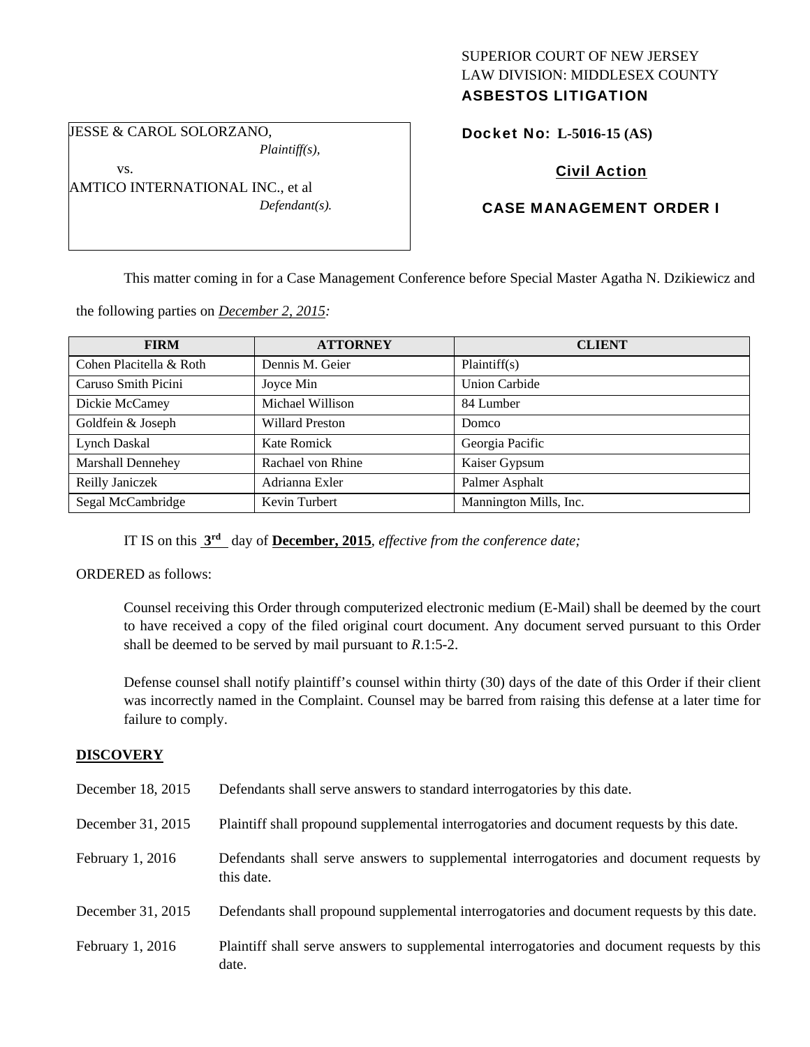SUPERIOR COURT OF NEW JERSEY
LAW DIVISION: MIDDLESEX COUNTY
**ASBESTOS LITIGATION**

JESSE & CAROL SOLORZANO,
*Plaintiff(s),*

vs.

AMTICO INTERNATIONAL INC., et al
*Defendant(s).*

**Docket No: L-5016-15 (AS)**

**Civil Action**

**CASE MANAGEMENT ORDER I**

This matter coming in for a Case Management Conference before Special Master Agatha N. Dzikiewicz and the following parties on *December 2, 2015:*

| FIRM | ATTORNEY | CLIENT |
|---|---|---|
| Cohen Placitella & Roth | Dennis M. Geier | Plaintiff(s) |
| Caruso Smith Picini | Joyce Min | Union Carbide |
| Dickie McCamey | Michael Willison | 84 Lumber |
| Goldfein & Joseph | Willard Preston | Domco |
| Lynch Daskal | Kate Romick | Georgia Pacific |
| Marshall Dennehey | Rachael von Rhine | Kaiser Gypsum |
| Reilly Janiczek | Adrianna Exler | Palmer Asphalt |
| Segal McCambridge | Kevin Turbert | Mannington Mills, Inc. |

IT IS on this **3rd** day of **December, 2015**, *effective from the conference date;*

ORDERED as follows:

Counsel receiving this Order through computerized electronic medium (E-Mail) shall be deemed by the court to have received a copy of the filed original court document. Any document served pursuant to this Order shall be deemed to be served by mail pursuant to *R*.1:5-2.

Defense counsel shall notify plaintiff's counsel within thirty (30) days of the date of this Order if their client was incorrectly named in the Complaint. Counsel may be barred from raising this defense at a later time for failure to comply.

**DISCOVERY**

December 18, 2015 Defendants shall serve answers to standard interrogatories by this date.

December 31, 2015 Plaintiff shall propound supplemental interrogatories and document requests by this date.

February 1, 2016 Defendants shall serve answers to supplemental interrogatories and document requests by this date.

December 31, 2015 Defendants shall propound supplemental interrogatories and document requests by this date.

February 1, 2016 Plaintiff shall serve answers to supplemental interrogatories and document requests by this date.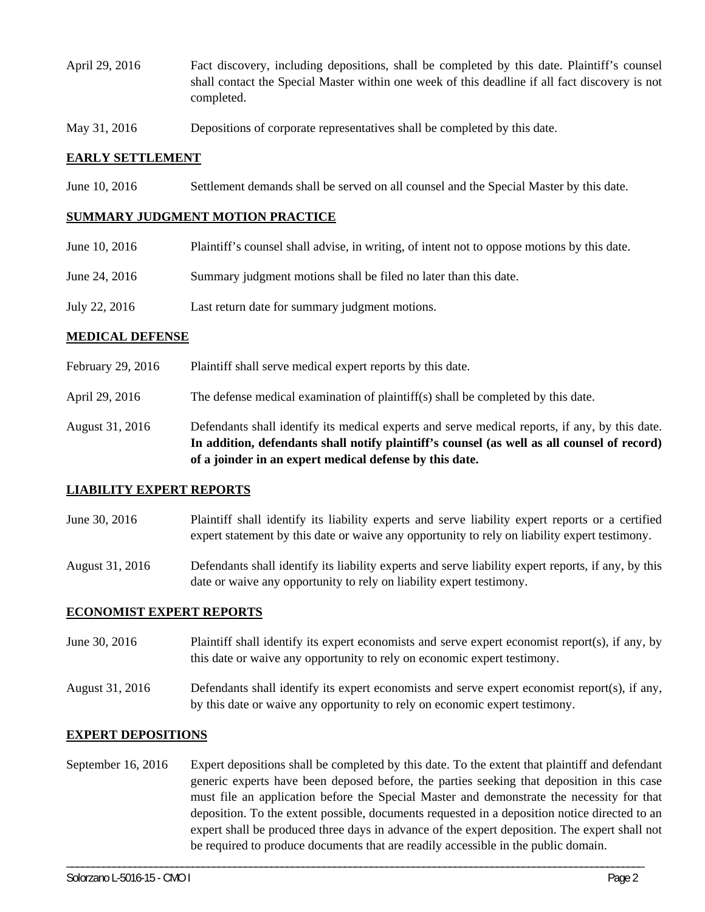April 29, 2016 Fact discovery, including depositions, shall be completed by this date. Plaintiff's counsel shall contact the Special Master within one week of this deadline if all fact discovery is not completed.

May 31, 2016 Depositions of corporate representatives shall be completed by this date.

## EARLY SETTLEMENT

June 10, 2016 Settlement demands shall be served on all counsel and the Special Master by this date.

## SUMMARY JUDGMENT MOTION PRACTICE

June 10, 2016 Plaintiff's counsel shall advise, in writing, of intent not to oppose motions by this date.

June 24, 2016 Summary judgment motions shall be filed no later than this date.

July 22, 2016 Last return date for summary judgment motions.

## MEDICAL DEFENSE

February 29, 2016 Plaintiff shall serve medical expert reports by this date.

April 29, 2016 The defense medical examination of plaintiff(s) shall be completed by this date.

August 31, 2016 Defendants shall identify its medical experts and serve medical reports, if any, by this date. **In addition, defendants shall notify plaintiff's counsel (as well as all counsel of record) of a joinder in an expert medical defense by this date.**

## LIABILITY EXPERT REPORTS

June 30, 2016 Plaintiff shall identify its liability experts and serve liability expert reports or a certified expert statement by this date or waive any opportunity to rely on liability expert testimony.

August 31, 2016 Defendants shall identify its liability experts and serve liability expert reports, if any, by this date or waive any opportunity to rely on liability expert testimony.

## ECONOMIST EXPERT REPORTS

June 30, 2016 Plaintiff shall identify its expert economists and serve expert economist report(s), if any, by this date or waive any opportunity to rely on economic expert testimony.

August 31, 2016 Defendants shall identify its expert economists and serve expert economist report(s), if any, by this date or waive any opportunity to rely on economic expert testimony.

## EXPERT DEPOSITIONS

September 16, 2016 Expert depositions shall be completed by this date. To the extent that plaintiff and defendant generic experts have been deposed before, the parties seeking that deposition in this case must file an application before the Special Master and demonstrate the necessity for that deposition. To the extent possible, documents requested in a deposition notice directed to an expert shall be produced three days in advance of the expert deposition. The expert shall not be required to produce documents that are readily accessible in the public domain.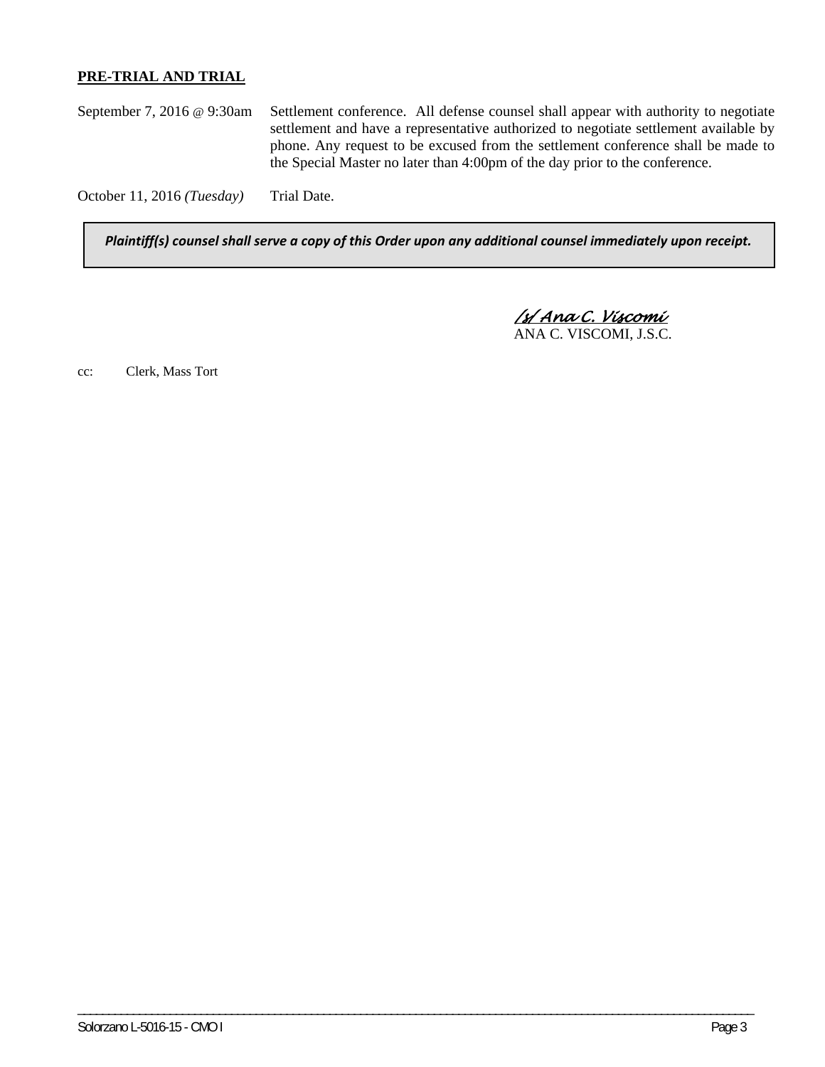**PRE-TRIAL AND TRIAL**

| | |
|---|---|
| September 7, 2016 @ 9:30am | Settlement conference. All defense counsel shall appear with authority to negotiate settlement and have a representative authorized to negotiate settlement available by phone. Any request to be excused from the settlement conference shall be made to the Special Master no later than 4:00pm of the day prior to the conference. |
| October 11, 2016 *(Tuesday)* | Trial Date. |

***Plaintiff(s) counsel shall serve a copy of this Order upon any additional counsel immediately upon receipt.***

*/s/ Ana C. Viscomi*
ANA C. VISCOMI, J.S.C.

cc: Clerk, Mass Tort